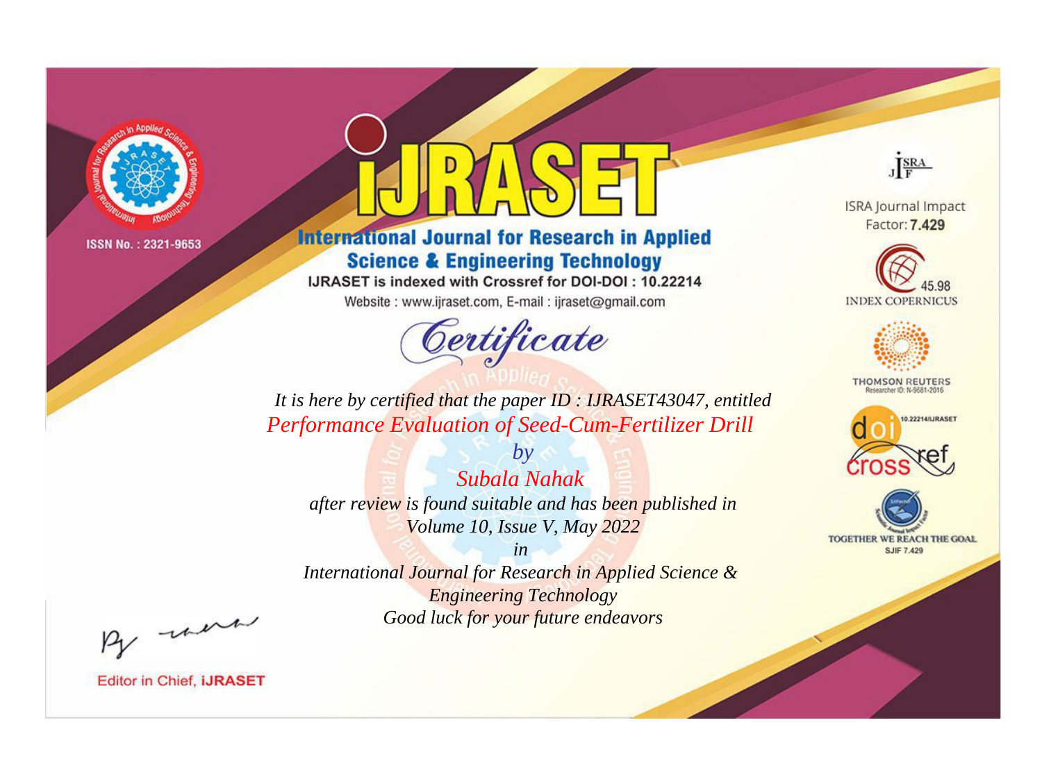ISSN No. : 2321-9653

# iJRASET

## International Journal for Research in Applied Science & Engineering Technology

IJRASET is indexed with Crossref for DOI-DOI : 10.22214

Website : www.ijraset.com, E-mail : ijraset@gmail.com

ISRA Journal Impact Factor: **7.429**

45.98 INDEX COPERNICUS

THOMSON REUTERS Researcher ID: N-9681-2016

10.22214/IJRASET

TOGETHER WE REACH THE GOAL SJIF 7.429

# *Certificate*

*It is here by certified that the paper ID : IJRASET43047, entitled*

*Performance Evaluation of Seed-Cum-Fertilizer Drill*

*by*

*Subala Nahak*

*after review is found suitable and has been published in*

*Volume 10, Issue V, May 2022*

*in*

*International Journal for Research in Applied Science & Engineering Technology*

*Good luck for your future endeavors*

Editor in Chief, **iJRASET**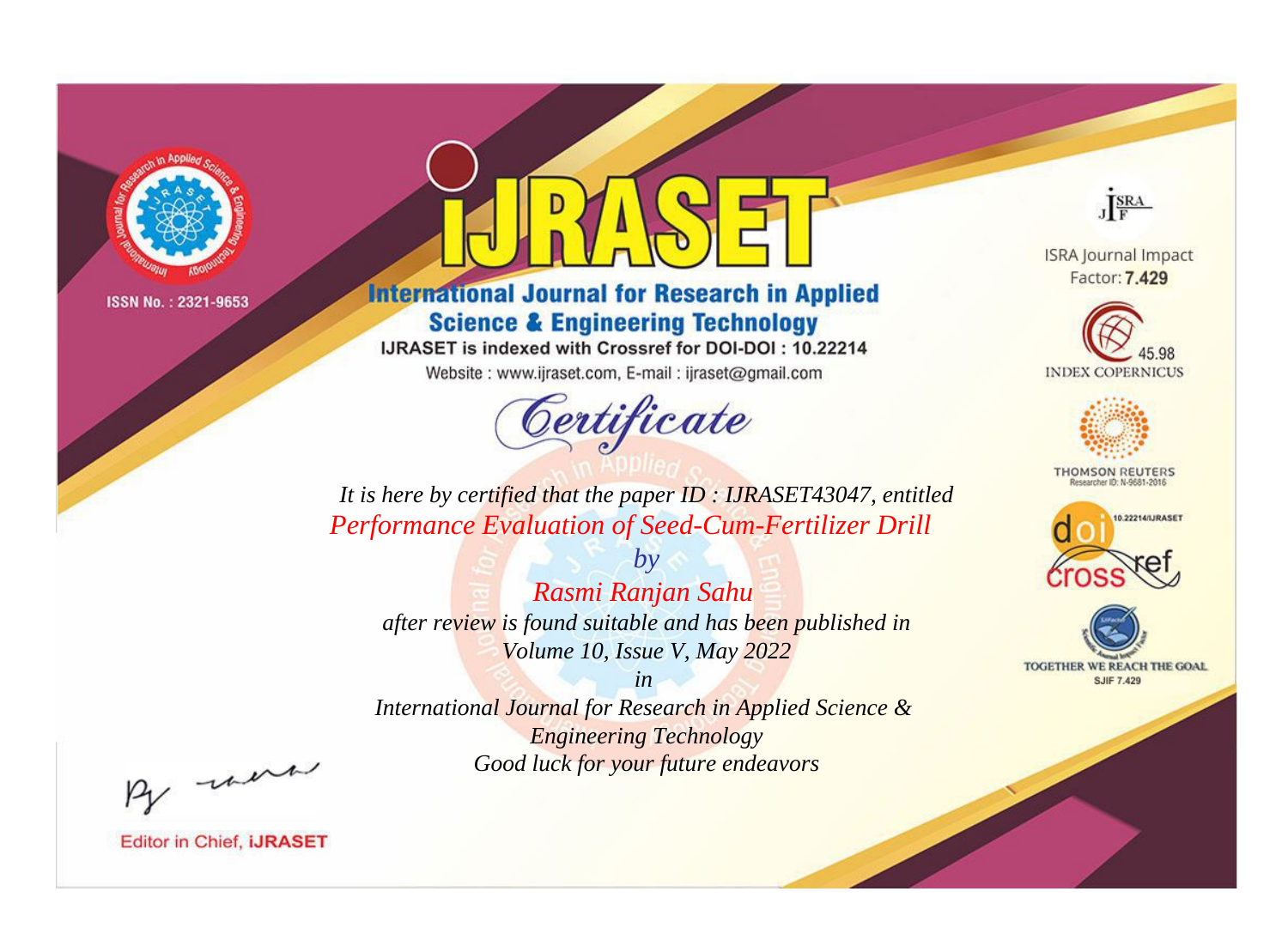ISSN No. : 2321-9653

# iJRASET

## International Journal for Research in Applied Science & Engineering Technology

IJRASET is indexed with Crossref for DOI-DOI : 10.22214

Website : www.ijraset.com, E-mail : ijraset@gmail.com

ISRA Journal Impact Factor: **7.429**

45.98 INDEX COPERNICUS

THOMSON REUTERS Researcher ID: N-9681-2016

10.22214/IJRASET

TOGETHER WE REACH THE GOAL SJIF 7.429

# *Certificate*

*It is here by certified that the paper ID : IJRASET43047, entitled*

*Performance Evaluation of Seed-Cum-Fertilizer Drill*

*by*

*Rasmi Ranjan Sahu*

*after review is found suitable and has been published in*

*Volume 10, Issue V, May 2022*

*in*

*International Journal for Research in Applied Science & Engineering Technology*

*Good luck for your future endeavors*

Editor in Chief, **iJRASET**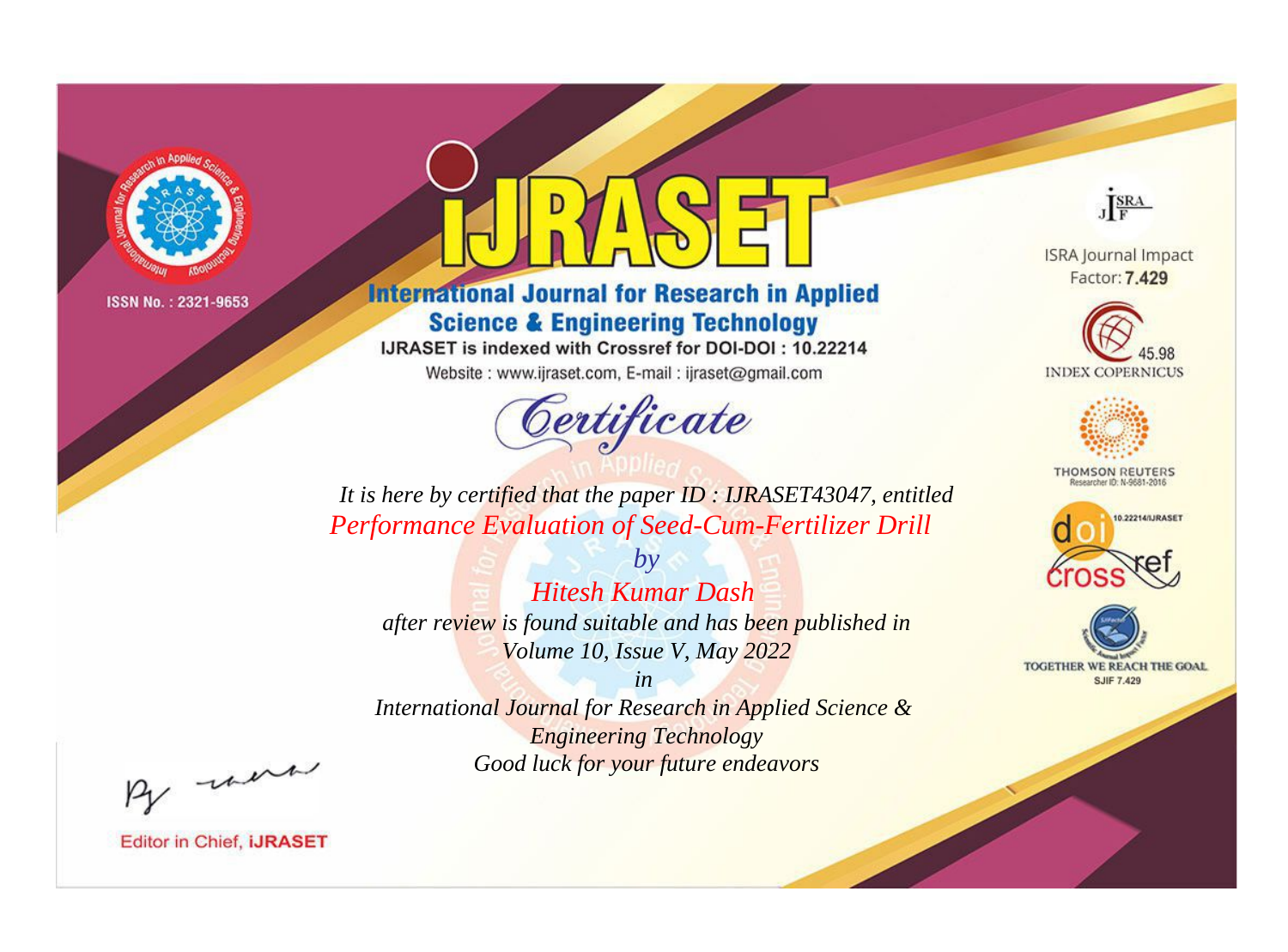ISSN No. : 2321-9653

# iJRASET

## International Journal for Research in Applied Science & Engineering Technology

IJRASET is indexed with Crossref for DOI-DOI : 10.22214

Website : www.ijraset.com, E-mail : ijraset@gmail.com

ISRA Journal Impact Factor: **7.429**

45.98 INDEX COPERNICUS

THOMSON REUTERS Researcher ID: N-9681-2016

10.22214/IJRASET

TOGETHER WE REACH THE GOAL SJIF 7.429

# *Certificate*

*It is here by certified that the paper ID : IJRASET43047, entitled*

*Performance Evaluation of Seed-Cum-Fertilizer Drill*

*by*

*Hitesh Kumar Dash*

*after review is found suitable and has been published in*

*Volume 10, Issue V, May 2022*

*in*

*International Journal for Research in Applied Science & Engineering Technology*

*Good luck for your future endeavors*

Editor in Chief, **iJRASET**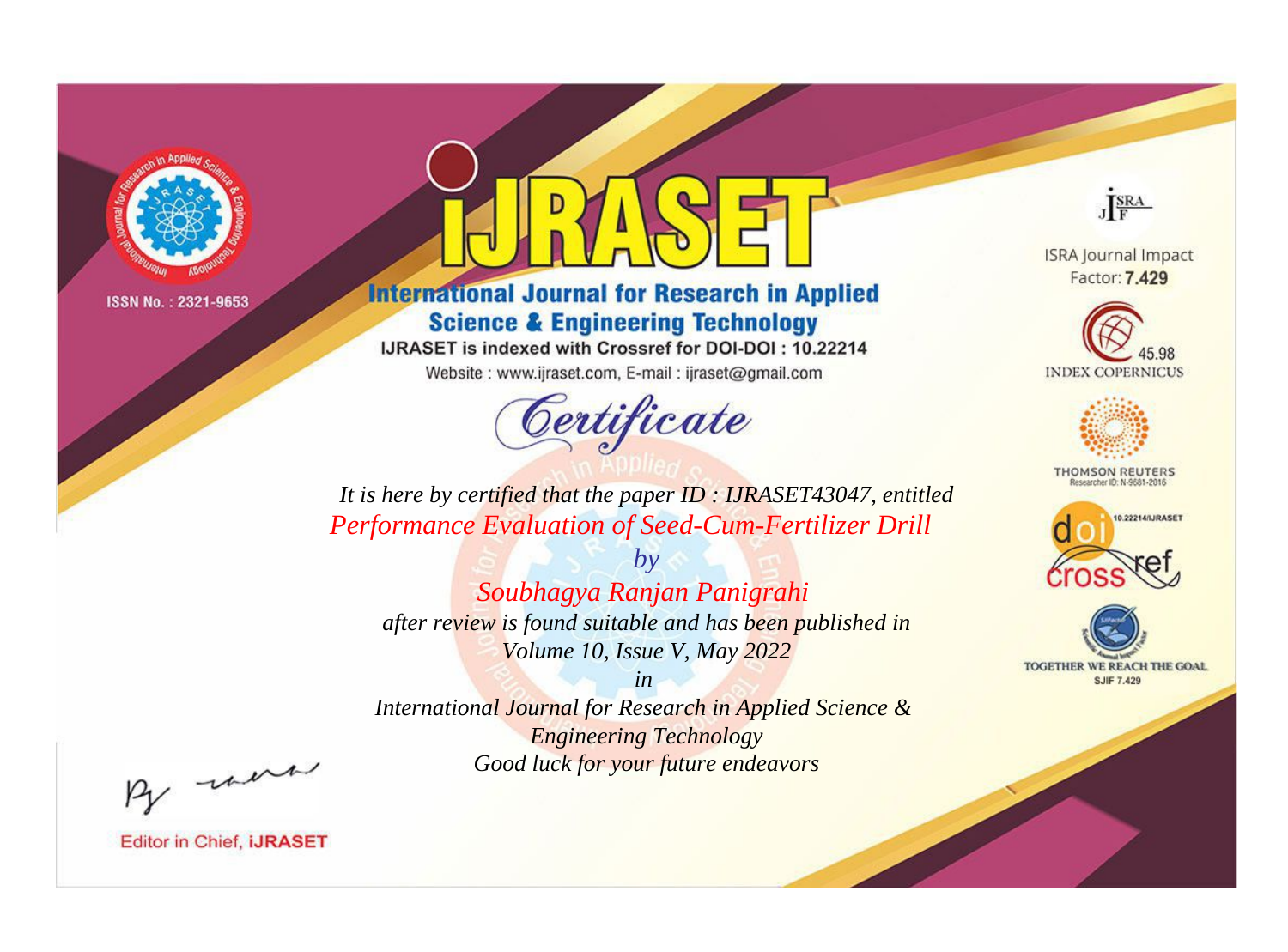ISSN No. : 2321-9653

# iJRASET

## International Journal for Research in Applied Science & Engineering Technology

IJRASET is indexed with Crossref for DOI-DOI : 10.22214

Website : www.ijraset.com, E-mail : ijraset@gmail.com

ISRA Journal Impact Factor: **7.429**

45.98 INDEX COPERNICUS

THOMSON REUTERS Researcher ID: N-9681-2016

10.22214/IJRASET

TOGETHER WE REACH THE GOAL SJIF 7.429

# *Certificate*

*It is here by certified that the paper ID : IJRASET43047, entitled*

*Performance Evaluation of Seed-Cum-Fertilizer Drill*

*by*

*Soubhagya Ranjan Panigrahi*

*after review is found suitable and has been published in*

*Volume 10, Issue V, May 2022*

*in*

*International Journal for Research in Applied Science & Engineering Technology*

*Good luck for your future endeavors*

Editor in Chief, **iJRASET**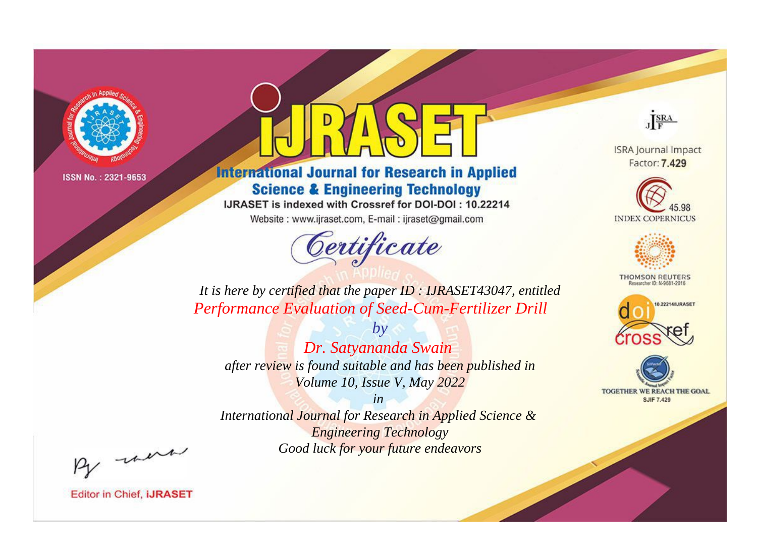ISSN No. : 2321-9653

# IJRASET

## International Journal for Research in Applied Science & Engineering Technology

IJRASET is indexed with Crossref for DOI-DOI : 10.22214

Website : www.ijraset.com, E-mail : ijraset@gmail.com

ISRA Journal Impact Factor: **7.429**

45.98 INDEX COPERNICUS

THOMSON REUTERS Researcher ID: N-9681-2016

10.22214/IJRASET

TOGETHER WE REACH THE GOAL SJIF 7.429

## *Certificate*

*It is here by certified that the paper ID : IJRASET43047, entitled*

*Performance Evaluation of Seed-Cum-Fertilizer Drill*

*by*

*Dr. Satyananda Swain*

*after review is found suitable and has been published in*

*Volume 10, Issue V, May 2022*

*in*

*International Journal for Research in Applied Science & Engineering Technology*

*Good luck for your future endeavors*

Editor in Chief, **iJRASET**